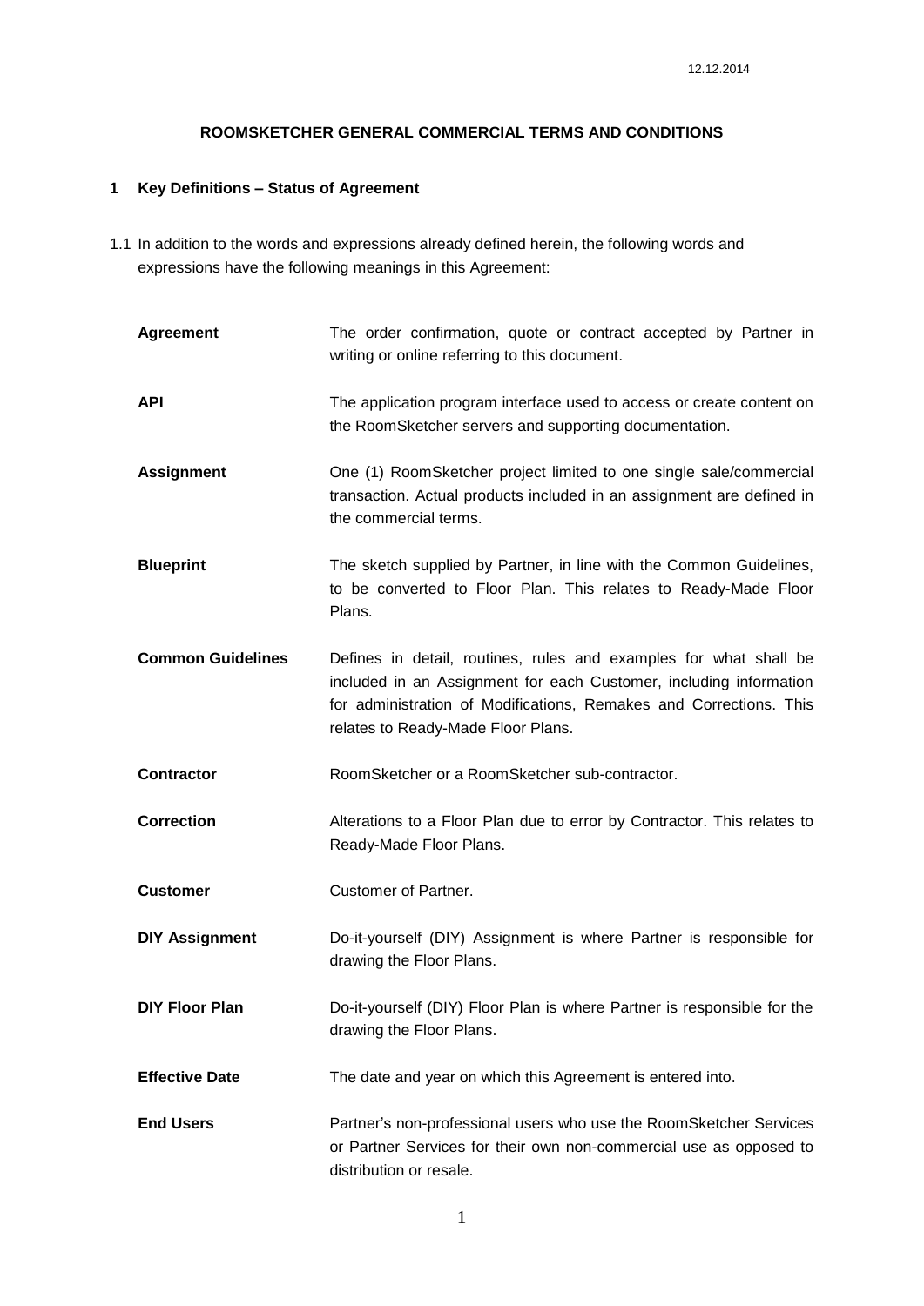12.12.2014

# ROOMSKETCHER GENERAL COMMERCIAL TERMS AND CONDITIONS

## 1 Key Definitions – Status of Agreement

1.1 In addition to the words and expressions already defined herein, the following words and expressions have the following meanings in this Agreement:

| | |
|---|---|
| **Agreement** | The order confirmation, quote or contract accepted by Partner in writing or online referring to this document. |
| **API** | The application program interface used to access or create content on the RoomSketcher servers and supporting documentation. |
| **Assignment** | One (1) RoomSketcher project limited to one single sale/commercial transaction. Actual products included in an assignment are defined in the commercial terms. |
| **Blueprint** | The sketch supplied by Partner, in line with the Common Guidelines, to be converted to Floor Plan. This relates to Ready-Made Floor Plans. |
| **Common Guidelines** | Defines in detail, routines, rules and examples for what shall be included in an Assignment for each Customer, including information for administration of Modifications, Remakes and Corrections. This relates to Ready-Made Floor Plans. |
| **Contractor** | RoomSketcher or a RoomSketcher sub-contractor. |
| **Correction** | Alterations to a Floor Plan due to error by Contractor. This relates to Ready-Made Floor Plans. |
| **Customer** | Customer of Partner. |
| **DIY Assignment** | Do-it-yourself (DIY) Assignment is where Partner is responsible for drawing the Floor Plans. |
| **DIY Floor Plan** | Do-it-yourself (DIY) Floor Plan is where Partner is responsible for the drawing the Floor Plans. |
| **Effective Date** | The date and year on which this Agreement is entered into. |
| **End Users** | Partner's non-professional users who use the RoomSketcher Services or Partner Services for their own non-commercial use as opposed to distribution or resale. |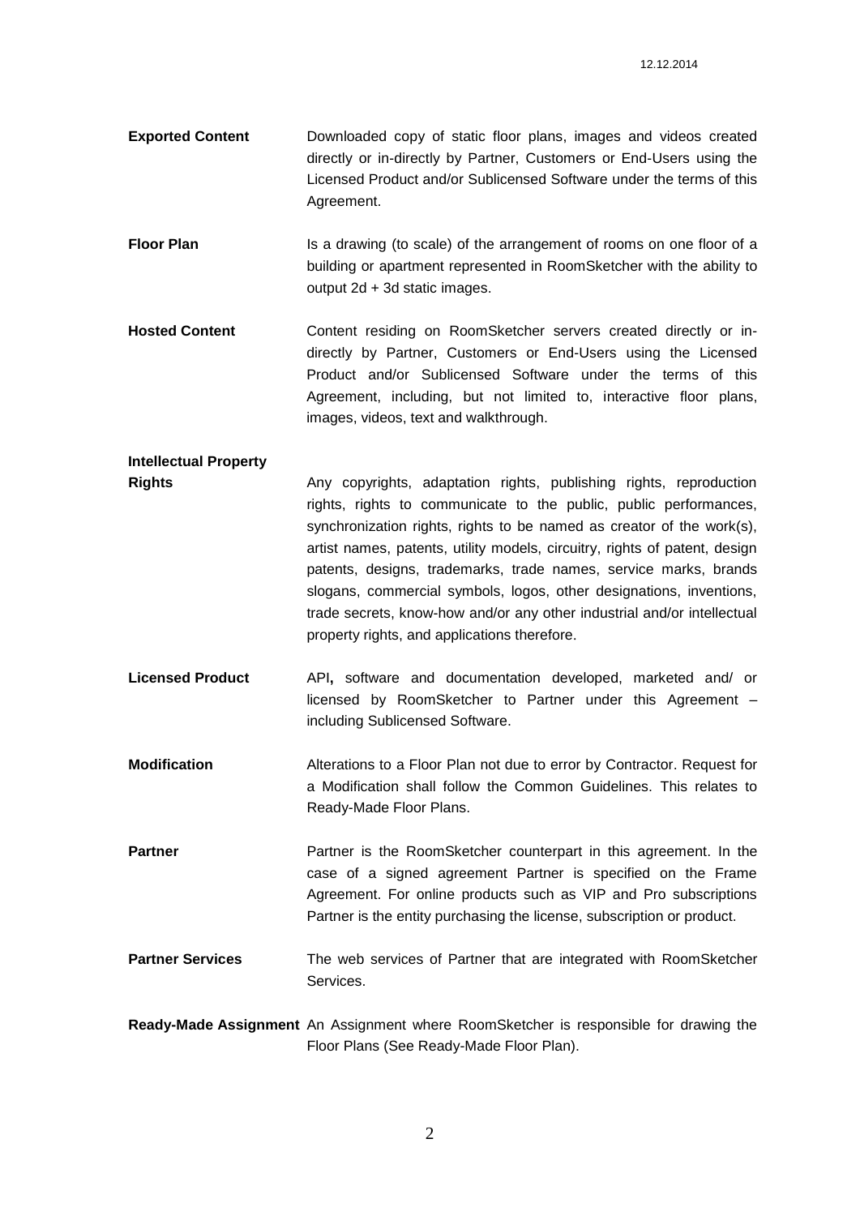**Exported Content** Downloaded copy of static floor plans, images and videos created directly or in-directly by Partner, Customers or End-Users using the Licensed Product and/or Sublicensed Software under the terms of this Agreement.

**Floor Plan** Is a drawing (to scale) of the arrangement of rooms on one floor of a building or apartment represented in RoomSketcher with the ability to output 2d + 3d static images.

**Hosted Content** Content residing on RoomSketcher servers created directly or in-directly by Partner, Customers or End-Users using the Licensed Product and/or Sublicensed Software under the terms of this Agreement, including, but not limited to, interactive floor plans, images, videos, text and walkthrough.

**Intellectual Property Rights** Any copyrights, adaptation rights, publishing rights, reproduction rights, rights to communicate to the public, public performances, synchronization rights, rights to be named as creator of the work(s), artist names, patents, utility models, circuitry, rights of patent, design patents, designs, trademarks, trade names, service marks, brands slogans, commercial symbols, logos, other designations, inventions, trade secrets, know-how and/or any other industrial and/or intellectual property rights, and applications therefore.

**Licensed Product** API**,** software and documentation developed, marketed and/ or licensed by RoomSketcher to Partner under this Agreement – including Sublicensed Software.

**Modification** Alterations to a Floor Plan not due to error by Contractor. Request for a Modification shall follow the Common Guidelines. This relates to Ready-Made Floor Plans.

**Partner** Partner is the RoomSketcher counterpart in this agreement. In the case of a signed agreement Partner is specified on the Frame Agreement. For online products such as VIP and Pro subscriptions Partner is the entity purchasing the license, subscription or product.

**Partner Services** The web services of Partner that are integrated with RoomSketcher Services.

**Ready-Made Assignment** An Assignment where RoomSketcher is responsible for drawing the Floor Plans (See Ready-Made Floor Plan).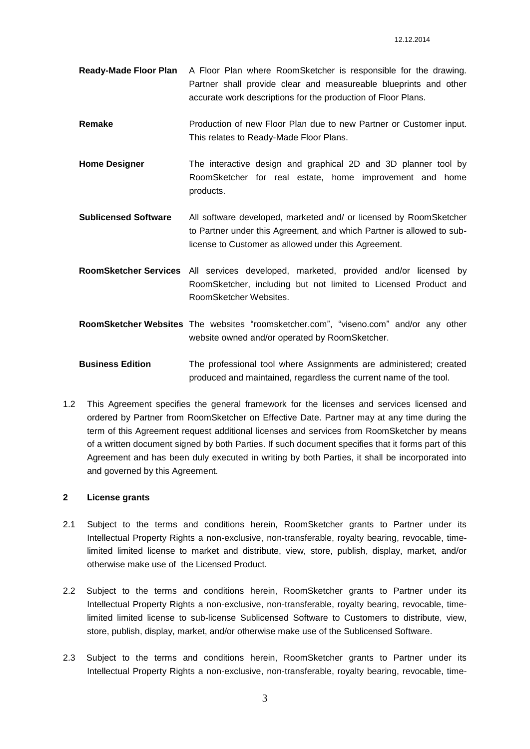**Ready-Made Floor Plan** A Floor Plan where RoomSketcher is responsible for the drawing. Partner shall provide clear and measureable blueprints and other accurate work descriptions for the production of Floor Plans.

**Remake** Production of new Floor Plan due to new Partner or Customer input. This relates to Ready-Made Floor Plans.

**Home Designer** The interactive design and graphical 2D and 3D planner tool by RoomSketcher for real estate, home improvement and home products.

**Sublicensed Software** All software developed, marketed and/ or licensed by RoomSketcher to Partner under this Agreement, and which Partner is allowed to sub-license to Customer as allowed under this Agreement.

**RoomSketcher Services** All services developed, marketed, provided and/or licensed by RoomSketcher, including but not limited to Licensed Product and RoomSketcher Websites.

**RoomSketcher Websites** The websites "roomsketcher.com", "viseno.com" and/or any other website owned and/or operated by RoomSketcher.

**Business Edition** The professional tool where Assignments are administered; created produced and maintained, regardless the current name of the tool.

1.2 This Agreement specifies the general framework for the licenses and services licensed and ordered by Partner from RoomSketcher on Effective Date. Partner may at any time during the term of this Agreement request additional licenses and services from RoomSketcher by means of a written document signed by both Parties. If such document specifies that it forms part of this Agreement and has been duly executed in writing by both Parties, it shall be incorporated into and governed by this Agreement.

## 2 License grants

2.1 Subject to the terms and conditions herein, RoomSketcher grants to Partner under its Intellectual Property Rights a non-exclusive, non-transferable, royalty bearing, revocable, time-limited limited license to market and distribute, view, store, publish, display, market, and/or otherwise make use of the Licensed Product.

2.2 Subject to the terms and conditions herein, RoomSketcher grants to Partner under its Intellectual Property Rights a non-exclusive, non-transferable, royalty bearing, revocable, time-limited limited license to sub-license Sublicensed Software to Customers to distribute, view, store, publish, display, market, and/or otherwise make use of the Sublicensed Software.

2.3 Subject to the terms and conditions herein, RoomSketcher grants to Partner under its Intellectual Property Rights a non-exclusive, non-transferable, royalty bearing, revocable, time-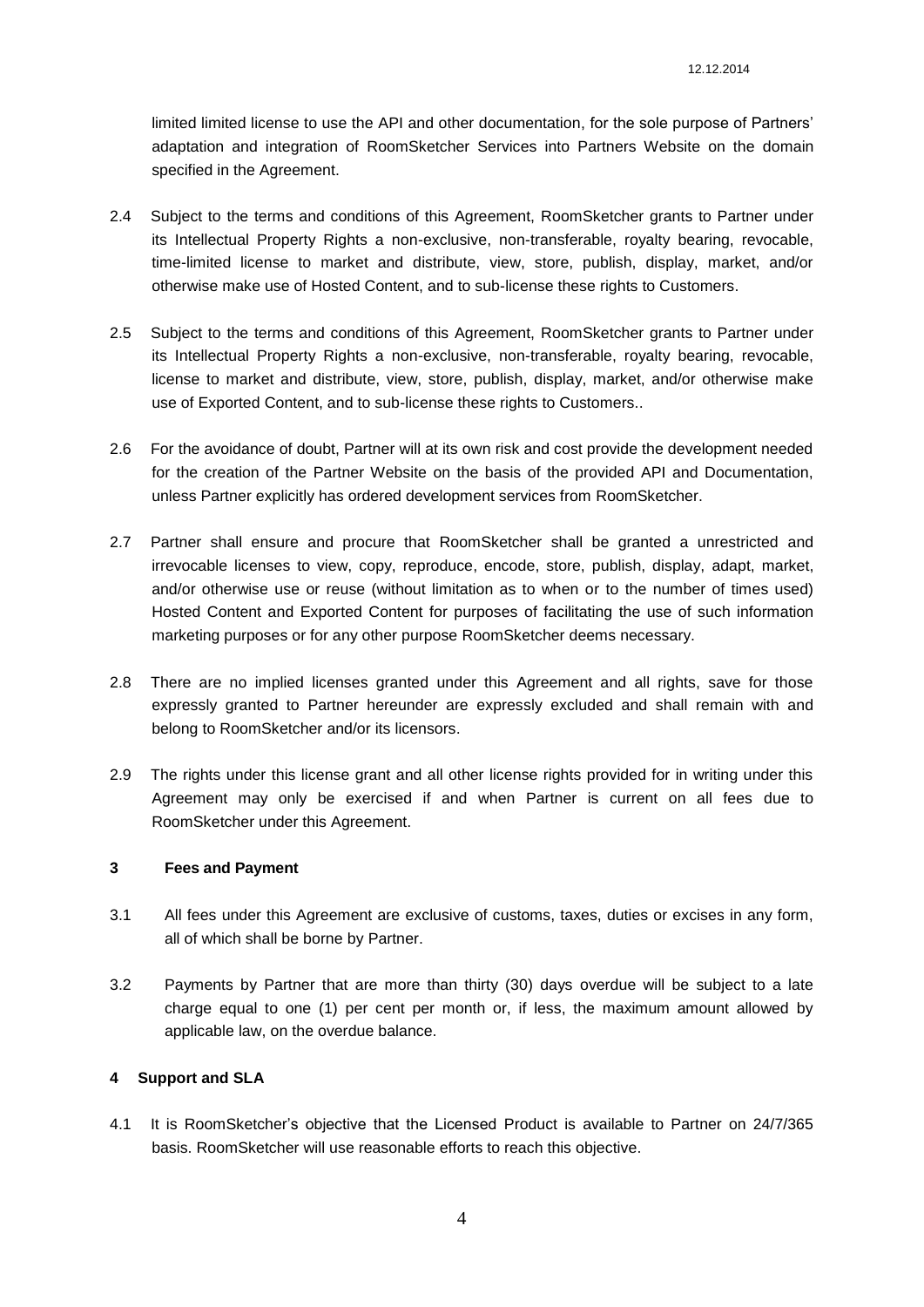limited limited license to use the API and other documentation, for the sole purpose of Partners' adaptation and integration of RoomSketcher Services into Partners Website on the domain specified in the Agreement.

2.4 Subject to the terms and conditions of this Agreement, RoomSketcher grants to Partner under its Intellectual Property Rights a non-exclusive, non-transferable, royalty bearing, revocable, time-limited license to market and distribute, view, store, publish, display, market, and/or otherwise make use of Hosted Content, and to sub-license these rights to Customers.

2.5 Subject to the terms and conditions of this Agreement, RoomSketcher grants to Partner under its Intellectual Property Rights a non-exclusive, non-transferable, royalty bearing, revocable, license to market and distribute, view, store, publish, display, market, and/or otherwise make use of Exported Content, and to sub-license these rights to Customers..

2.6 For the avoidance of doubt, Partner will at its own risk and cost provide the development needed for the creation of the Partner Website on the basis of the provided API and Documentation, unless Partner explicitly has ordered development services from RoomSketcher.

2.7 Partner shall ensure and procure that RoomSketcher shall be granted a unrestricted and irrevocable licenses to view, copy, reproduce, encode, store, publish, display, adapt, market, and/or otherwise use or reuse (without limitation as to when or to the number of times used) Hosted Content and Exported Content for purposes of facilitating the use of such information marketing purposes or for any other purpose RoomSketcher deems necessary.

2.8 There are no implied licenses granted under this Agreement and all rights, save for those expressly granted to Partner hereunder are expressly excluded and shall remain with and belong to RoomSketcher and/or its licensors.

2.9 The rights under this license grant and all other license rights provided for in writing under this Agreement may only be exercised if and when Partner is current on all fees due to RoomSketcher under this Agreement.

## 3 Fees and Payment

3.1 All fees under this Agreement are exclusive of customs, taxes, duties or excises in any form, all of which shall be borne by Partner.

3.2 Payments by Partner that are more than thirty (30) days overdue will be subject to a late charge equal to one (1) per cent per month or, if less, the maximum amount allowed by applicable law, on the overdue balance.

## 4 Support and SLA

4.1 It is RoomSketcher's objective that the Licensed Product is available to Partner on 24/7/365 basis. RoomSketcher will use reasonable efforts to reach this objective.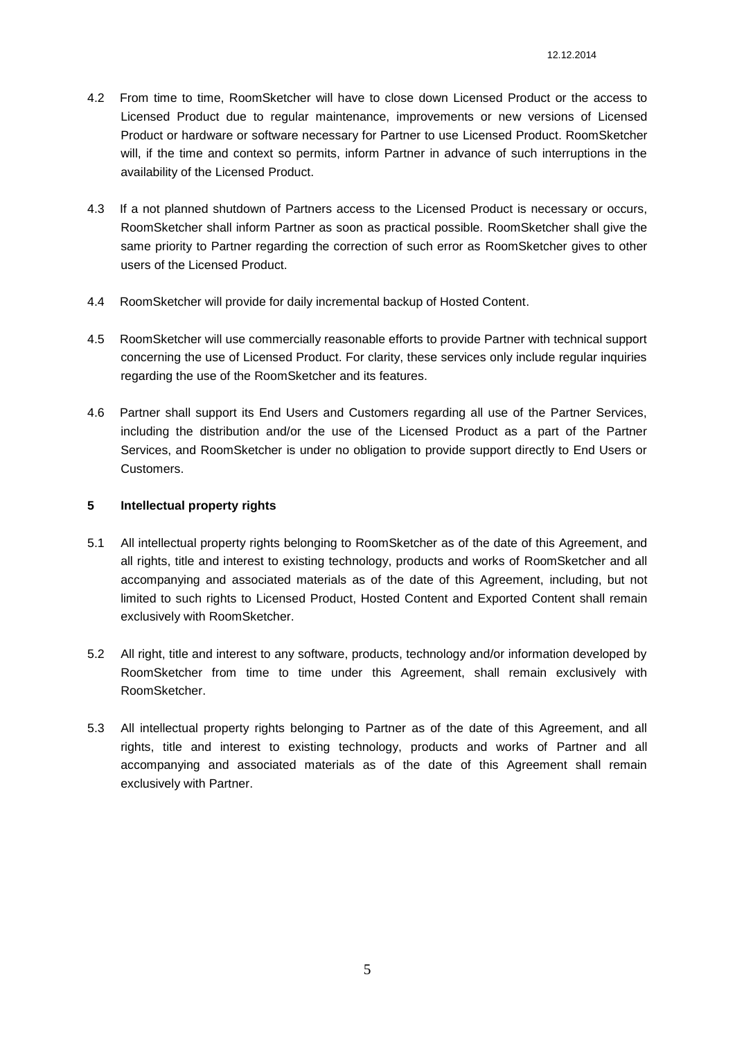4.2 From time to time, RoomSketcher will have to close down Licensed Product or the access to Licensed Product due to regular maintenance, improvements or new versions of Licensed Product or hardware or software necessary for Partner to use Licensed Product. RoomSketcher will, if the time and context so permits, inform Partner in advance of such interruptions in the availability of the Licensed Product.

4.3 If a not planned shutdown of Partners access to the Licensed Product is necessary or occurs, RoomSketcher shall inform Partner as soon as practical possible. RoomSketcher shall give the same priority to Partner regarding the correction of such error as RoomSketcher gives to other users of the Licensed Product.

4.4 RoomSketcher will provide for daily incremental backup of Hosted Content.

4.5 RoomSketcher will use commercially reasonable efforts to provide Partner with technical support concerning the use of Licensed Product. For clarity, these services only include regular inquiries regarding the use of the RoomSketcher and its features.

4.6 Partner shall support its End Users and Customers regarding all use of the Partner Services, including the distribution and/or the use of the Licensed Product as a part of the Partner Services, and RoomSketcher is under no obligation to provide support directly to End Users or Customers.

## 5 Intellectual property rights

5.1 All intellectual property rights belonging to RoomSketcher as of the date of this Agreement, and all rights, title and interest to existing technology, products and works of RoomSketcher and all accompanying and associated materials as of the date of this Agreement, including, but not limited to such rights to Licensed Product, Hosted Content and Exported Content shall remain exclusively with RoomSketcher.

5.2 All right, title and interest to any software, products, technology and/or information developed by RoomSketcher from time to time under this Agreement, shall remain exclusively with RoomSketcher.

5.3 All intellectual property rights belonging to Partner as of the date of this Agreement, and all rights, title and interest to existing technology, products and works of Partner and all accompanying and associated materials as of the date of this Agreement shall remain exclusively with Partner.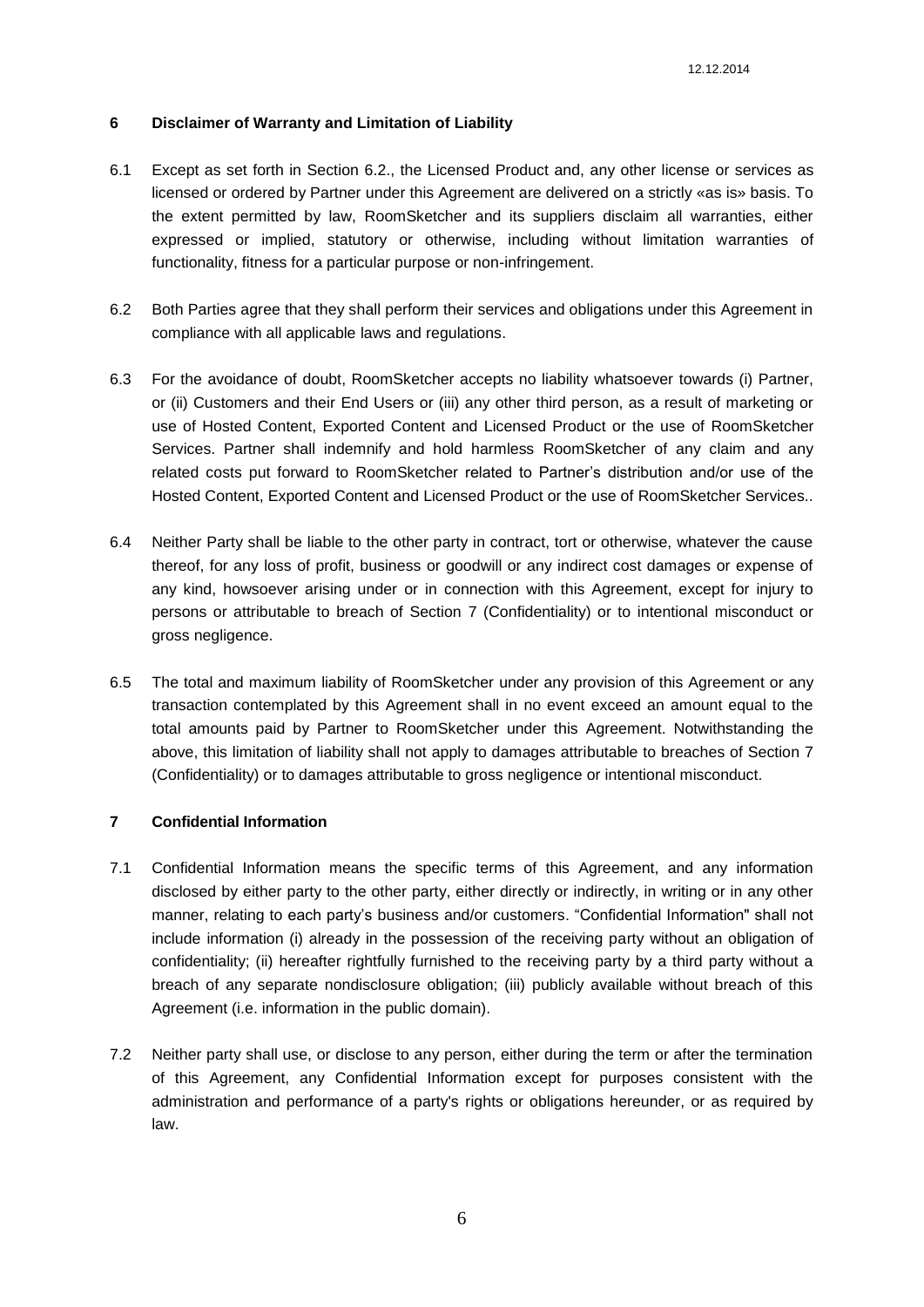## 6 Disclaimer of Warranty and Limitation of Liability

6.1 Except as set forth in Section 6.2., the Licensed Product and, any other license or services as licensed or ordered by Partner under this Agreement are delivered on a strictly «as is» basis. To the extent permitted by law, RoomSketcher and its suppliers disclaim all warranties, either expressed or implied, statutory or otherwise, including without limitation warranties of functionality, fitness for a particular purpose or non-infringement.

6.2 Both Parties agree that they shall perform their services and obligations under this Agreement in compliance with all applicable laws and regulations.

6.3 For the avoidance of doubt, RoomSketcher accepts no liability whatsoever towards (i) Partner, or (ii) Customers and their End Users or (iii) any other third person, as a result of marketing or use of Hosted Content, Exported Content and Licensed Product or the use of RoomSketcher Services. Partner shall indemnify and hold harmless RoomSketcher of any claim and any related costs put forward to RoomSketcher related to Partner's distribution and/or use of the Hosted Content, Exported Content and Licensed Product or the use of RoomSketcher Services..

6.4 Neither Party shall be liable to the other party in contract, tort or otherwise, whatever the cause thereof, for any loss of profit, business or goodwill or any indirect cost damages or expense of any kind, howsoever arising under or in connection with this Agreement, except for injury to persons or attributable to breach of Section 7 (Confidentiality) or to intentional misconduct or gross negligence.

6.5 The total and maximum liability of RoomSketcher under any provision of this Agreement or any transaction contemplated by this Agreement shall in no event exceed an amount equal to the total amounts paid by Partner to RoomSketcher under this Agreement. Notwithstanding the above, this limitation of liability shall not apply to damages attributable to breaches of Section 7 (Confidentiality) or to damages attributable to gross negligence or intentional misconduct.

## 7 Confidential Information

7.1 Confidential Information means the specific terms of this Agreement, and any information disclosed by either party to the other party, either directly or indirectly, in writing or in any other manner, relating to each party's business and/or customers. "Confidential Information" shall not include information (i) already in the possession of the receiving party without an obligation of confidentiality; (ii) hereafter rightfully furnished to the receiving party by a third party without a breach of any separate nondisclosure obligation; (iii) publicly available without breach of this Agreement (i.e. information in the public domain).

7.2 Neither party shall use, or disclose to any person, either during the term or after the termination of this Agreement, any Confidential Information except for purposes consistent with the administration and performance of a party's rights or obligations hereunder, or as required by law.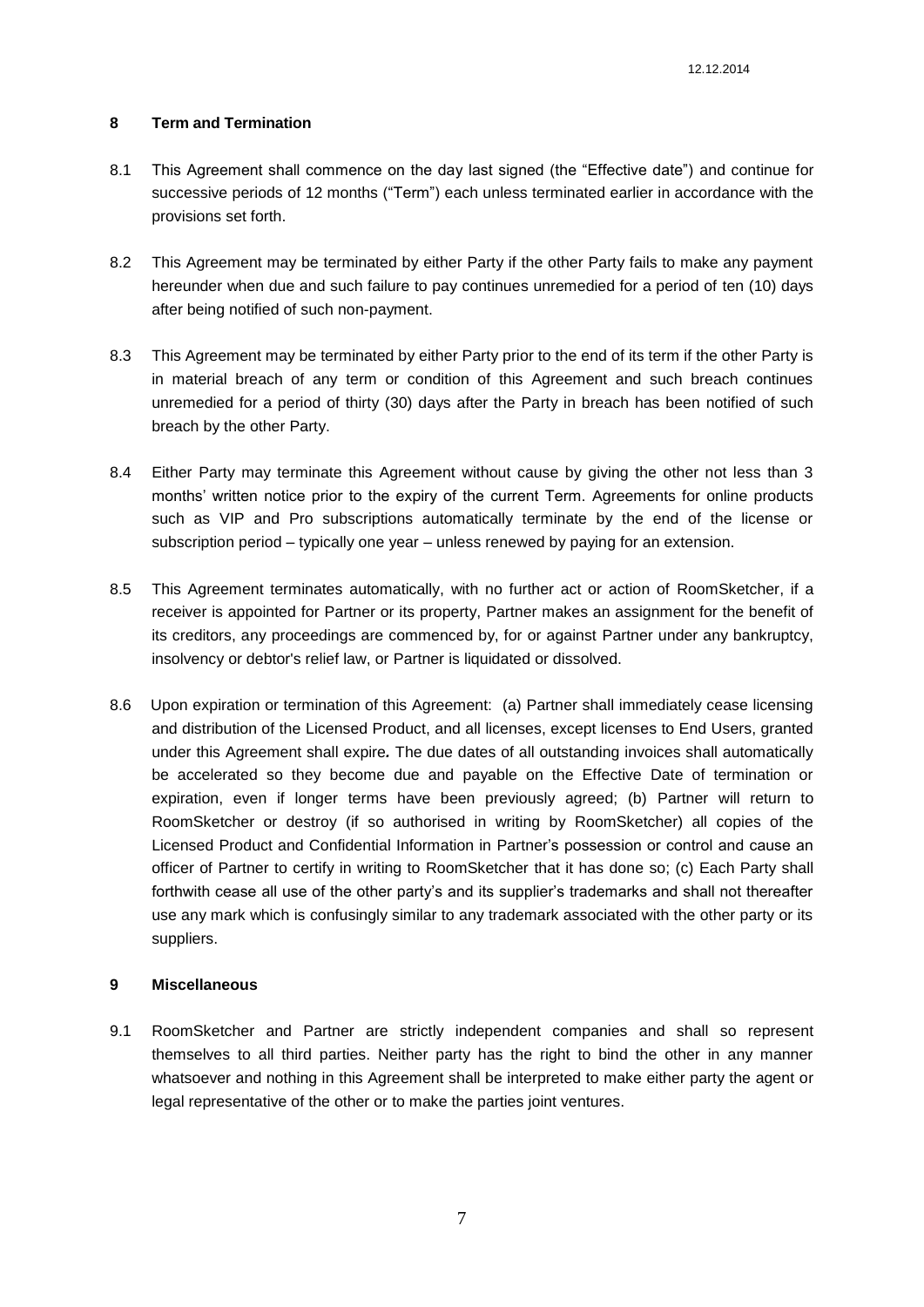## 8 Term and Termination

8.1 This Agreement shall commence on the day last signed (the "Effective date") and continue for successive periods of 12 months ("Term") each unless terminated earlier in accordance with the provisions set forth.

8.2 This Agreement may be terminated by either Party if the other Party fails to make any payment hereunder when due and such failure to pay continues unremedied for a period of ten (10) days after being notified of such non-payment.

8.3 This Agreement may be terminated by either Party prior to the end of its term if the other Party is in material breach of any term or condition of this Agreement and such breach continues unremedied for a period of thirty (30) days after the Party in breach has been notified of such breach by the other Party.

8.4 Either Party may terminate this Agreement without cause by giving the other not less than 3 months' written notice prior to the expiry of the current Term. Agreements for online products such as VIP and Pro subscriptions automatically terminate by the end of the license or subscription period – typically one year – unless renewed by paying for an extension.

8.5 This Agreement terminates automatically, with no further act or action of RoomSketcher, if a receiver is appointed for Partner or its property, Partner makes an assignment for the benefit of its creditors, any proceedings are commenced by, for or against Partner under any bankruptcy, insolvency or debtor's relief law, or Partner is liquidated or dissolved.

8.6 Upon expiration or termination of this Agreement: (a) Partner shall immediately cease licensing and distribution of the Licensed Product, and all licenses, except licenses to End Users, granted under this Agreement shall expire**.** The due dates of all outstanding invoices shall automatically be accelerated so they become due and payable on the Effective Date of termination or expiration, even if longer terms have been previously agreed; (b) Partner will return to RoomSketcher or destroy (if so authorised in writing by RoomSketcher) all copies of the Licensed Product and Confidential Information in Partner's possession or control and cause an officer of Partner to certify in writing to RoomSketcher that it has done so; (c) Each Party shall forthwith cease all use of the other party's and its supplier's trademarks and shall not thereafter use any mark which is confusingly similar to any trademark associated with the other party or its suppliers.

## 9 Miscellaneous

9.1 RoomSketcher and Partner are strictly independent companies and shall so represent themselves to all third parties. Neither party has the right to bind the other in any manner whatsoever and nothing in this Agreement shall be interpreted to make either party the agent or legal representative of the other or to make the parties joint ventures.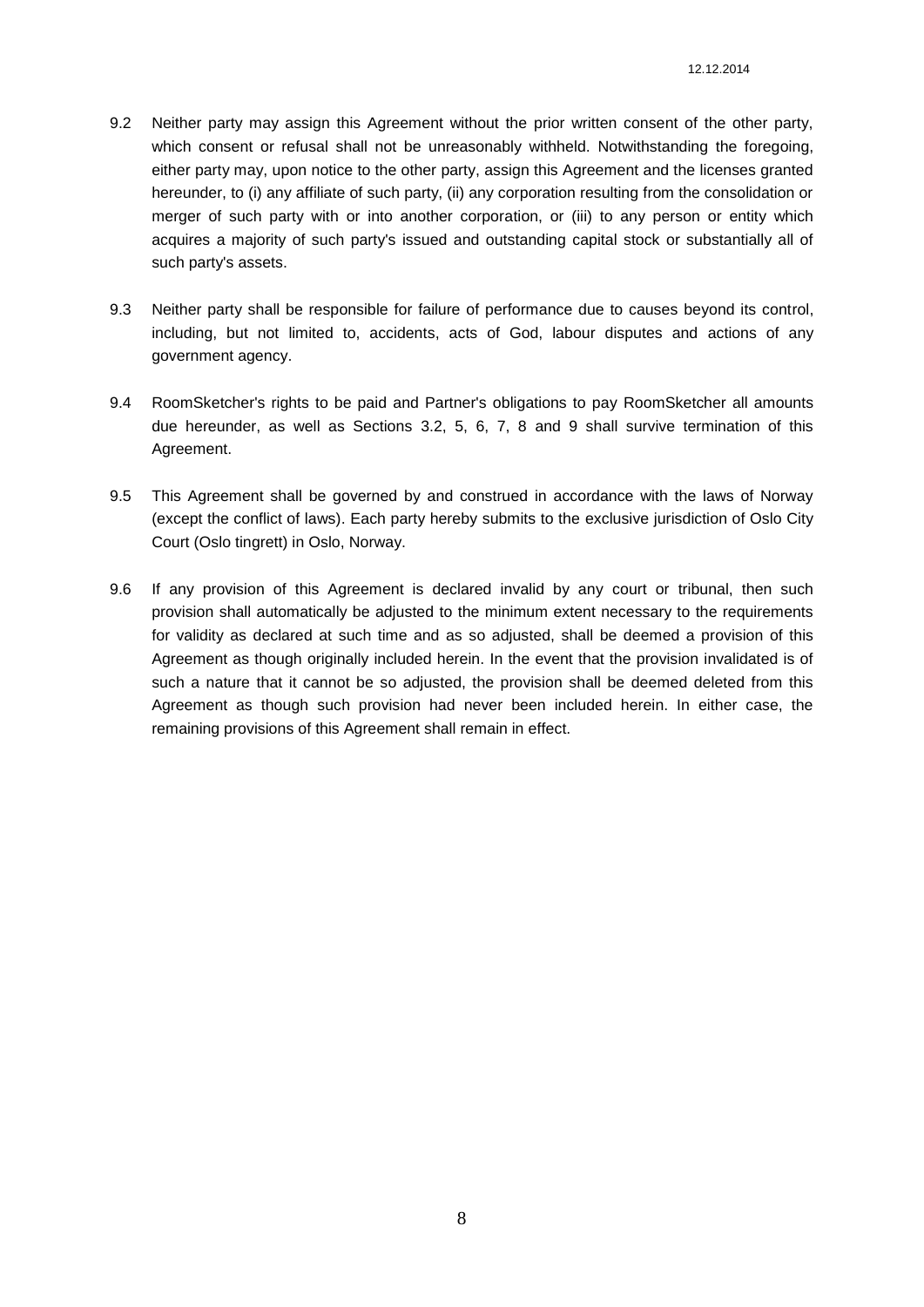9.2 Neither party may assign this Agreement without the prior written consent of the other party, which consent or refusal shall not be unreasonably withheld. Notwithstanding the foregoing, either party may, upon notice to the other party, assign this Agreement and the licenses granted hereunder, to (i) any affiliate of such party, (ii) any corporation resulting from the consolidation or merger of such party with or into another corporation, or (iii) to any person or entity which acquires a majority of such party's issued and outstanding capital stock or substantially all of such party's assets.

9.3 Neither party shall be responsible for failure of performance due to causes beyond its control, including, but not limited to, accidents, acts of God, labour disputes and actions of any government agency.

9.4 RoomSketcher's rights to be paid and Partner's obligations to pay RoomSketcher all amounts due hereunder, as well as Sections 3.2, 5, 6, 7, 8 and 9 shall survive termination of this Agreement.

9.5 This Agreement shall be governed by and construed in accordance with the laws of Norway (except the conflict of laws). Each party hereby submits to the exclusive jurisdiction of Oslo City Court (Oslo tingrett) in Oslo, Norway.

9.6 If any provision of this Agreement is declared invalid by any court or tribunal, then such provision shall automatically be adjusted to the minimum extent necessary to the requirements for validity as declared at such time and as so adjusted, shall be deemed a provision of this Agreement as though originally included herein. In the event that the provision invalidated is of such a nature that it cannot be so adjusted, the provision shall be deemed deleted from this Agreement as though such provision had never been included herein. In either case, the remaining provisions of this Agreement shall remain in effect.